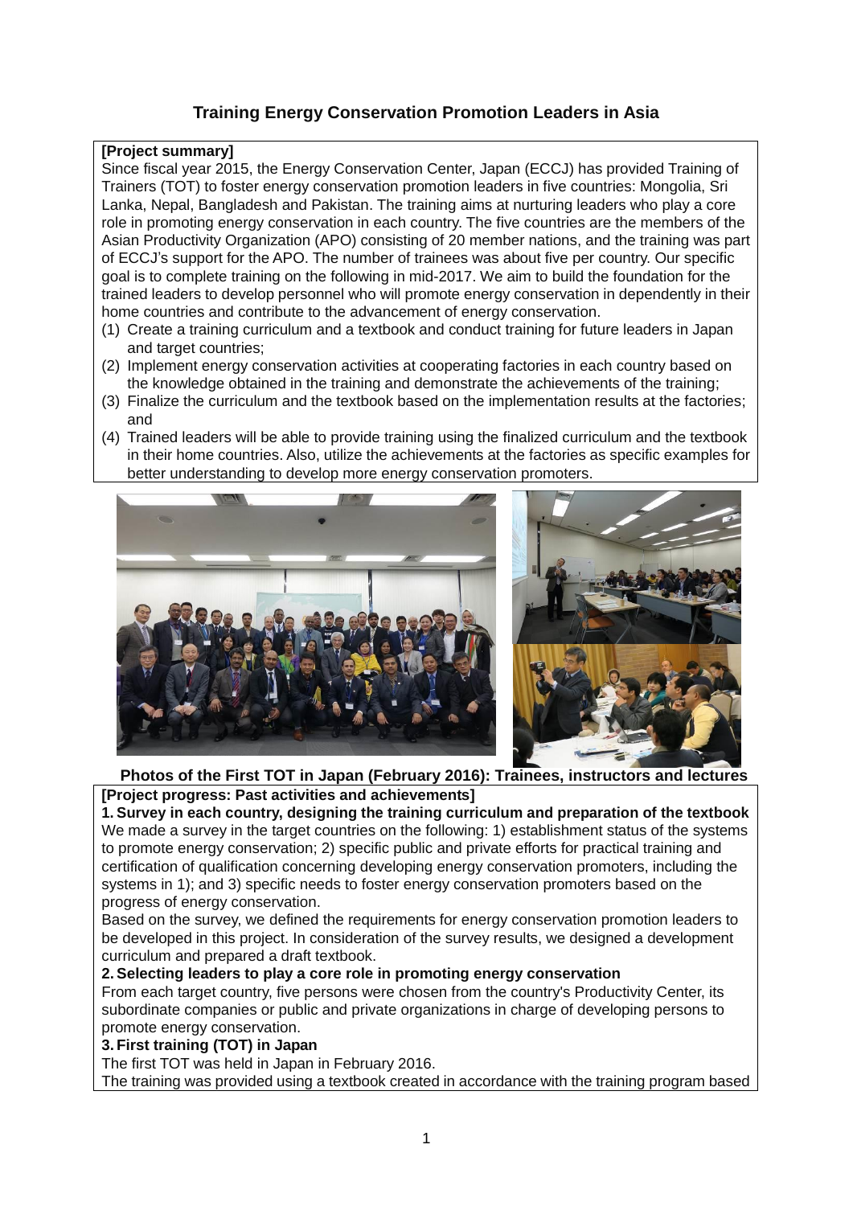# Training Energy Conservation Promotion Leaders in Asia

**[Project summary]**

Since fiscal year 2015, the Energy Conservation Center, Japan (ECCJ) has provided Training of Trainers (TOT) to foster energy conservation promotion leaders in five countries: Mongolia, Sri Lanka, Nepal, Bangladesh and Pakistan. The training aims at nurturing leaders who play a core role in promoting energy conservation in each country. The five countries are the members of the Asian Productivity Organization (APO) consisting of 20 member nations, and the training was part of ECCJ's support for the APO. The number of trainees was about five per country. Our specific goal is to complete training on the following in mid-2017. We aim to build the foundation for the trained leaders to develop personnel who will promote energy conservation in dependently in their home countries and contribute to the advancement of energy conservation.

(1) Create a training curriculum and a textbook and conduct training for future leaders in Japan and target countries;
(2) Implement energy conservation activities at cooperating factories in each country based on the knowledge obtained in the training and demonstrate the achievements of the training;
(3) Finalize the curriculum and the textbook based on the implementation results at the factories; and
(4) Trained leaders will be able to provide training using the finalized curriculum and the textbook in their home countries. Also, utilize the achievements at the factories as specific examples for better understanding to develop more energy conservation promoters.

**Photos of the First TOT in Japan (February 2016): Trainees, instructors and lectures**

**[Project progress: Past activities and achievements]**

**1. Survey in each country, designing the training curriculum and preparation of the textbook**

We made a survey in the target countries on the following: 1) establishment status of the systems to promote energy conservation; 2) specific public and private efforts for practical training and certification of qualification concerning developing energy conservation promoters, including the systems in 1); and 3) specific needs to foster energy conservation promoters based on the progress of energy conservation.

Based on the survey, we defined the requirements for energy conservation promotion leaders to be developed in this project. In consideration of the survey results, we designed a development curriculum and prepared a draft textbook.

**2. Selecting leaders to play a core role in promoting energy conservation**

From each target country, five persons were chosen from the country's Productivity Center, its subordinate companies or public and private organizations in charge of developing persons to promote energy conservation.

**3. First training (TOT) in Japan**

The first TOT was held in Japan in February 2016.

The training was provided using a textbook created in accordance with the training program based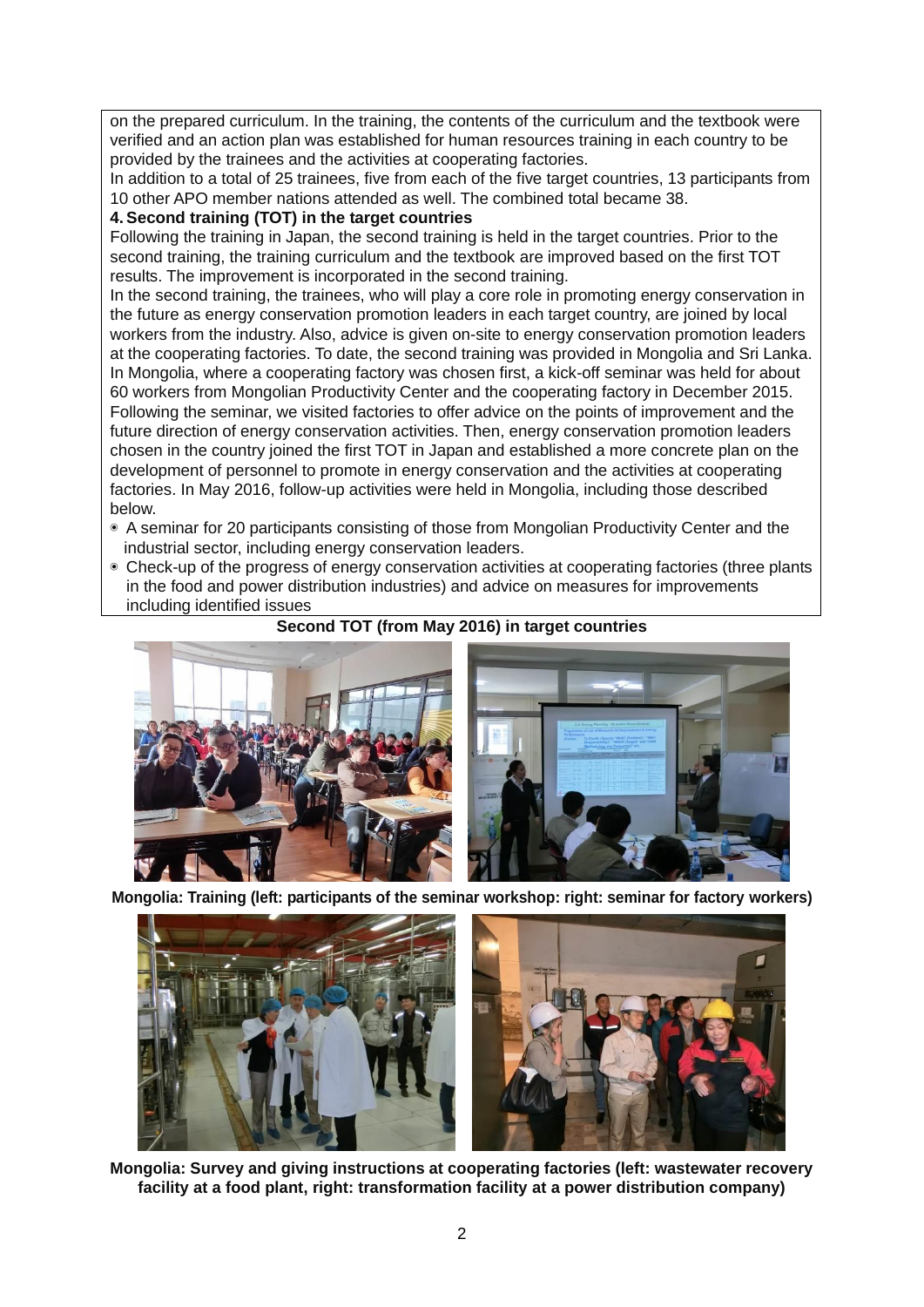on the prepared curriculum. In the training, the contents of the curriculum and the textbook were verified and an action plan was established for human resources training in each country to be provided by the trainees and the activities at cooperating factories.

In addition to a total of 25 trainees, five from each of the five target countries, 13 participants from 10 other APO member nations attended as well. The combined total became 38.

**4. Second training (TOT) in the target countries**

Following the training in Japan, the second training is held in the target countries. Prior to the second training, the training curriculum and the textbook are improved based on the first TOT results. The improvement is incorporated in the second training.

In the second training, the trainees, who will play a core role in promoting energy conservation in the future as energy conservation promotion leaders in each target country, are joined by local workers from the industry. Also, advice is given on-site to energy conservation promotion leaders at the cooperating factories. To date, the second training was provided in Mongolia and Sri Lanka. In Mongolia, where a cooperating factory was chosen first, a kick-off seminar was held for about 60 workers from Mongolian Productivity Center and the cooperating factory in December 2015. Following the seminar, we visited factories to offer advice on the points of improvement and the future direction of energy conservation activities. Then, energy conservation promotion leaders chosen in the country joined the first TOT in Japan and established a more concrete plan on the development of personnel to promote in energy conservation and the activities at cooperating factories. In May 2016, follow-up activities were held in Mongolia, including those described below.

- A seminar for 20 participants consisting of those from Mongolian Productivity Center and the industrial sector, including energy conservation leaders.
- Check-up of the progress of energy conservation activities at cooperating factories (three plants in the food and power distribution industries) and advice on measures for improvements including identified issues

**Second TOT (from May 2016) in target countries**

**Mongolia: Training (left: participants of the seminar workshop: right: seminar for factory workers)**

**Mongolia: Survey and giving instructions at cooperating factories (left: wastewater recovery facility at a food plant, right: transformation facility at a power distribution company)**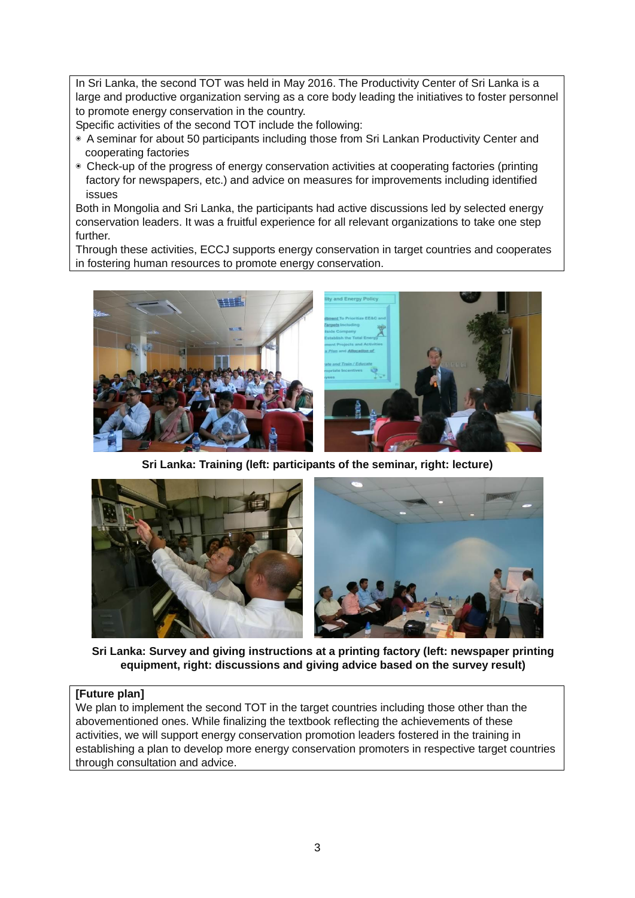In Sri Lanka, the second TOT was held in May 2016. The Productivity Center of Sri Lanka is a large and productive organization serving as a core body leading the initiatives to foster personnel to promote energy conservation in the country.

Specific activities of the second TOT include the following:

- A seminar for about 50 participants including those from Sri Lankan Productivity Center and cooperating factories
- Check-up of the progress of energy conservation activities at cooperating factories (printing factory for newspapers, etc.) and advice on measures for improvements including identified issues

Both in Mongolia and Sri Lanka, the participants had active discussions led by selected energy conservation leaders. It was a fruitful experience for all relevant organizations to take one step further.

Through these activities, ECCJ supports energy conservation in target countries and cooperates in fostering human resources to promote energy conservation.

**Sri Lanka: Training (left: participants of the seminar, right: lecture)**

**Sri Lanka: Survey and giving instructions at a printing factory (left: newspaper printing equipment, right: discussions and giving advice based on the survey result)**

**[Future plan]**

We plan to implement the second TOT in the target countries including those other than the abovementioned ones. While finalizing the textbook reflecting the achievements of these activities, we will support energy conservation promotion leaders fostered in the training in establishing a plan to develop more energy conservation promoters in respective target countries through consultation and advice.